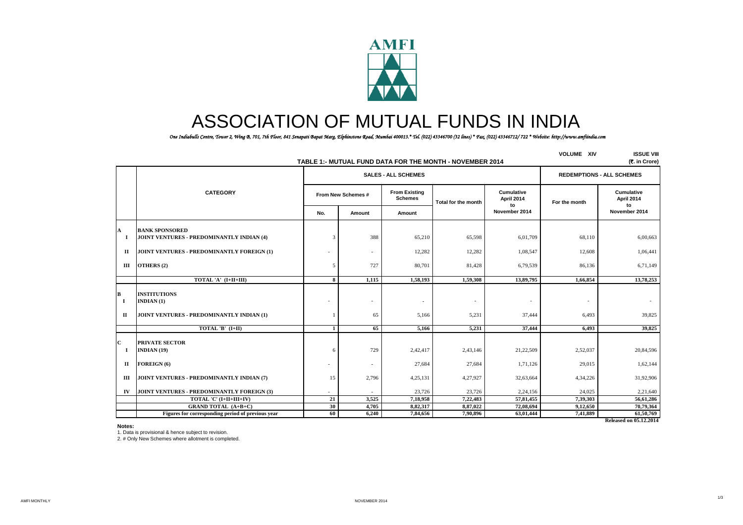# ASSOCIATION OF MUTUAL FUNDS IN INDIA

*One Indiabulls Centre, Tower 2, Wing B, 701, 7th Floor, 841 Senapati Bapat Marg, Elphinstone Road, Mumbai 400013.* Tel. (022) 43346700 (32 lines) * Fax. (022) 43346712/ 722 * Website: http://www.amfiindia.com*

VOLUME XIV ISSUE VIII

## TABLE 1:- MUTUAL FUND DATA FOR THE MONTH - NOVEMBER 2014

(₹. in Crore)

| | CATEGORY | SALES - ALL SCHEMES | | | | | REDEMPTIONS - ALL SCHEMES | |
|---|---|---|---|---|---|---|---|---|
| | | From New Schemes # | | From Existing Schemes | Total for the month | Cumulative April 2014 to November 2014 | For the month | Cumulative April 2014 to November 2014 |
| | | No. | Amount | Amount | | | | |
| **A** | **BANK SPONSORED** | | | | | | | |
| I | JOINT VENTURES - PREDOMINANTLY INDIAN (4) | 3 | 388 | 65,210 | 65,598 | 6,01,709 | 68,110 | 6,00,663 |
| II | JOINT VENTURES - PREDOMINANTLY FOREIGN (1) | - | - | 12,282 | 12,282 | 1,08,547 | 12,608 | 1,06,441 |
| III | OTHERS (2) | 5 | 727 | 80,701 | 81,428 | 6,79,539 | 86,136 | 6,71,149 |
| | **TOTAL 'A' (I+II+III)** | **8** | **1,115** | **1,58,193** | **1,59,308** | **13,89,795** | **1,66,854** | **13,78,253** |
| **B** | **INSTITUTIONS** | | | | | | | |
| I | INDIAN (1) | - | - | - | - | - | - | - |
| II | JOINT VENTURES - PREDOMINANTLY INDIAN (1) | 1 | 65 | 5,166 | 5,231 | 37,444 | 6,493 | 39,825 |
| | **TOTAL 'B' (I+II)** | **1** | **65** | **5,166** | **5,231** | **37,444** | **6,493** | **39,825** |
| **C** | **PRIVATE SECTOR** | | | | | | | |
| I | INDIAN (19) | 6 | 729 | 2,42,417 | 2,43,146 | 21,22,509 | 2,52,037 | 20,84,596 |
| II | FOREIGN (6) | - | - | 27,684 | 27,684 | 1,71,126 | 29,015 | 1,62,144 |
| III | JOINT VENTURES - PREDOMINANTLY INDIAN (7) | 15 | 2,796 | 4,25,131 | 4,27,927 | 32,63,664 | 4,34,226 | 31,92,906 |
| IV | JOINT VENTURES - PREDOMINANTLY FOREIGN (3) | - | - | 23,726 | 23,726 | 2,24,156 | 24,025 | 2,21,640 |
| | **TOTAL 'C' (I+II+III+IV)** | **21** | **3,525** | **7,18,958** | **7,22,483** | **57,81,455** | **7,39,303** | **56,61,286** |
| | **GRAND TOTAL (A+B+C)** | **30** | **4,705** | **8,82,317** | **8,87,022** | **72,08,694** | **9,12,650** | **70,79,364** |
| | **Figures for corresponding period of previous year** | **60** | **6,240** | **7,84,656** | **7,90,896** | **63,01,444** | **7,41,889** | **61,50,769** |

**Released on 05.12.2014**

**Notes:**

1. Data is provisional & hence subject to revision.
2. # Only New Schemes where allotment is completed.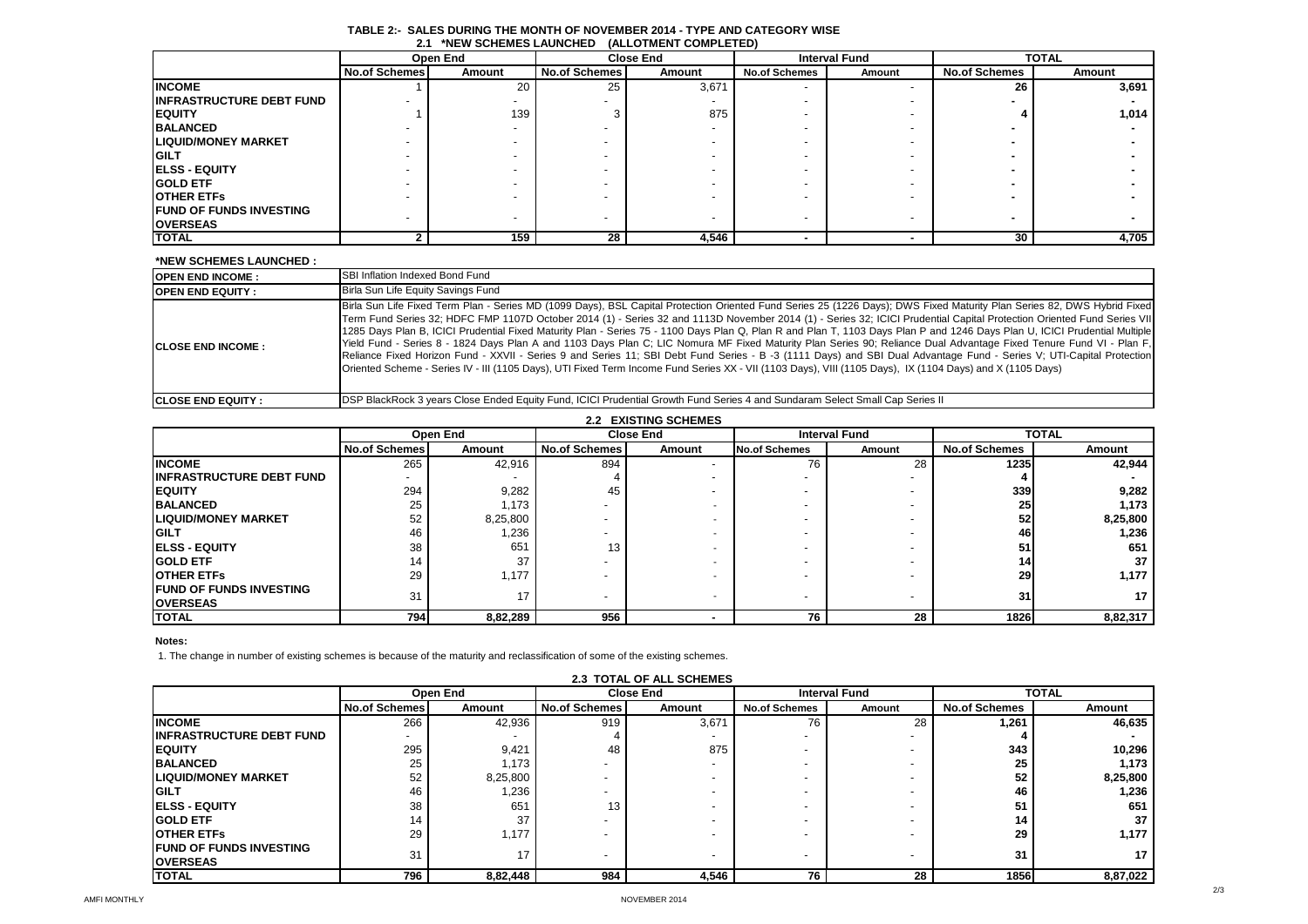## TABLE 2:- SALES DURING THE MONTH OF NOVEMBER 2014 - TYPE AND CATEGORY WISE

### 2.1 *NEW SCHEMES LAUNCHED (ALLOTMENT COMPLETED)

| | Open End | | Close End | | Interval Fund | | TOTAL | |
|---|---|---|---|---|---|---|---|---|
| | No.of Schemes | Amount | No.of Schemes | Amount | No.of Schemes | Amount | No.of Schemes | Amount |
| **INCOME** | 1 | 20 | 25 | 3,671 | - | - | **26** | **3,691** |
| **INFRASTRUCTURE DEBT FUND** | - | - | - | - | - | - | **-** | **-** |
| **EQUITY** | 1 | 139 | 3 | 875 | - | - | **4** | **1,014** |
| **BALANCED** | - | - | - | - | - | - | **-** | **-** |
| **LIQUID/MONEY MARKET** | - | - | - | - | - | - | **-** | **-** |
| **GILT** | - | - | - | - | - | - | **-** | **-** |
| **ELSS - EQUITY** | - | - | - | - | - | - | **-** | **-** |
| **GOLD ETF** | - | - | - | - | - | - | **-** | **-** |
| **OTHER ETFs** | - | - | - | - | - | - | **-** | **-** |
| **FUND OF FUNDS INVESTING OVERSEAS** | - | - | - | - | - | - | **-** | **-** |
| **TOTAL** | **2** | **159** | **28** | **4,546** | **-** | **-** | **30** | **4,705** |

**\*NEW SCHEMES LAUNCHED :**

| | |
|---|---|
| **OPEN END INCOME :** | SBI Inflation Indexed Bond Fund |
| **OPEN END EQUITY :** | Birla Sun Life Equity Savings Fund |
| **CLOSE END INCOME :** | Birla Sun Life Fixed Term Plan - Series MD (1099 Days), BSL Capital Protection Oriented Fund Series 25 (1226 Days); DWS Fixed Maturity Plan Series 82, DWS Hybrid Fixed Term Fund Series 32; HDFC FMP 1107D October 2014 (1) - Series 32 and 1113D November 2014 (1) - Series 32; ICICI Prudential Capital Protection Oriented Fund Series VII 1285 Days Plan B, ICICI Prudential Fixed Maturity Plan - Series 75 - 1100 Days Plan Q, Plan R and Plan T, 1103 Days Plan P and 1246 Days Plan U, ICICI Prudential Multiple Yield Fund - Series 8 - 1824 Days Plan A and 1103 Days Plan C; LIC Nomura MF Fixed Maturity Plan Series 90; Reliance Dual Advantage Fixed Tenure Fund VI - Plan F, Reliance Fixed Horizon Fund - XXVII - Series 9 and Series 11; SBI Debt Fund Series - B -3 (1111 Days) and SBI Dual Advantage Fund - Series V; UTI-Capital Protection Oriented Scheme - Series IV - III (1105 Days), UTI Fixed Term Income Fund Series XX - VII (1103 Days), VIII (1105 Days), IX (1104 Days) and X (1105 Days) |
| **CLOSE END EQUITY :** | DSP BlackRock 3 years Close Ended Equity Fund, ICICI Prudential Growth Fund Series 4 and Sundaram Select Small Cap Series II |

### 2.2 EXISTING SCHEMES

| | Open End | | Close End | | Interval Fund | | TOTAL | |
|---|---|---|---|---|---|---|---|---|
| | No.of Schemes | Amount | No.of Schemes | Amount | No.of Schemes | Amount | No.of Schemes | Amount |
| **INCOME** | 265 | 42,916 | 894 | - | 76 | 28 | **1235** | **42,944** |
| **INFRASTRUCTURE DEBT FUND** | - | - | 4 | - | - | - | **4** | **-** |
| **EQUITY** | 294 | 9,282 | 45 | - | - | - | **339** | **9,282** |
| **BALANCED** | 25 | 1,173 | - | - | - | - | **25** | **1,173** |
| **LIQUID/MONEY MARKET** | 52 | 8,25,800 | - | - | - | - | **52** | **8,25,800** |
| **GILT** | 46 | 1,236 | - | - | - | - | **46** | **1,236** |
| **ELSS - EQUITY** | 38 | 651 | 13 | - | - | - | **51** | **651** |
| **GOLD ETF** | 14 | 37 | - | - | - | - | **14** | **37** |
| **OTHER ETFs** | 29 | 1,177 | - | - | - | - | **29** | **1,177** |
| **FUND OF FUNDS INVESTING OVERSEAS** | 31 | 17 | - | - | - | - | **31** | **17** |
| **TOTAL** | **794** | **8,82,289** | **956** | **-** | **76** | **28** | **1826** | **8,82,317** |

**Notes:**

1. The change in number of existing schemes is because of the maturity and reclassification of some of the existing schemes.

### 2.3 TOTAL OF ALL SCHEMES

| | Open End | | Close End | | Interval Fund | | TOTAL | |
|---|---|---|---|---|---|---|---|---|
| | No.of Schemes | Amount | No.of Schemes | Amount | No.of Schemes | Amount | No.of Schemes | Amount |
| **INCOME** | 266 | 42,936 | 919 | 3,671 | 76 | 28 | **1,261** | **46,635** |
| **INFRASTRUCTURE DEBT FUND** | - | - | 4 | - | - | - | **4** | **-** |
| **EQUITY** | 295 | 9,421 | 48 | 875 | - | - | **343** | **10,296** |
| **BALANCED** | 25 | 1,173 | - | - | - | - | **25** | **1,173** |
| **LIQUID/MONEY MARKET** | 52 | 8,25,800 | - | - | - | - | **52** | **8,25,800** |
| **GILT** | 46 | 1,236 | - | - | - | - | **46** | **1,236** |
| **ELSS - EQUITY** | 38 | 651 | 13 | - | - | - | **51** | **651** |
| **GOLD ETF** | 14 | 37 | - | - | - | - | **14** | **37** |
| **OTHER ETFs** | 29 | 1,177 | - | - | - | - | **29** | **1,177** |
| **FUND OF FUNDS INVESTING OVERSEAS** | 31 | 17 | - | - | - | - | **31** | **17** |
| **TOTAL** | **796** | **8,82,448** | **984** | **4,546** | **76** | **28** | **1856** | **8,87,022** |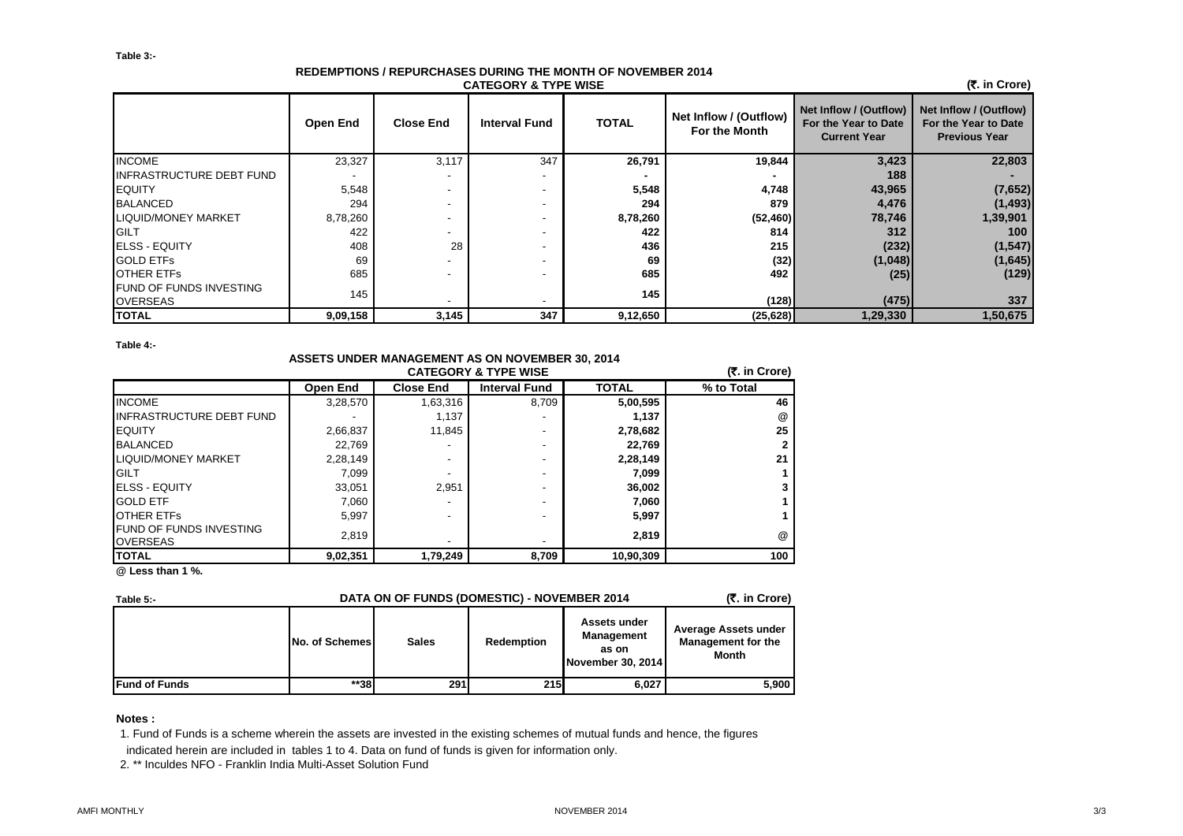Table 3:-

## REDEMPTIONS / REPURCHASES DURING THE MONTH OF NOVEMBER 2014

### CATEGORY & TYPE WISE

(₹. in Crore)

| | Open End | Close End | Interval Fund | TOTAL | Net Inflow / (Outflow) For the Month | Net Inflow / (Outflow) For the Year to Date Current Year | Net Inflow / (Outflow) For the Year to Date Previous Year |
|---|---|---|---|---|---|---|---|
| INCOME | 23,327 | 3,117 | 347 | **26,791** | **19,844** | **3,423** | **22,803** |
| INFRASTRUCTURE DEBT FUND | - | - | - | **-** | **-** | **188** | **-** |
| EQUITY | 5,548 | - | - | **5,548** | **4,748** | **43,965** | **(7,652)** |
| BALANCED | 294 | - | - | **294** | **879** | **4,476** | **(1,493)** |
| LIQUID/MONEY MARKET | 8,78,260 | - | - | **8,78,260** | **(52,460)** | **78,746** | **1,39,901** |
| GILT | 422 | - | - | **422** | **814** | **312** | **100** |
| ELSS - EQUITY | 408 | 28 | - | **436** | **215** | **(232)** | **(1,547)** |
| GOLD ETFs | 69 | - | - | **69** | **(32)** | **(1,048)** | **(1,645)** |
| OTHER ETFs | 685 | - | - | **685** | **492** | **(25)** | **(129)** |
| FUND OF FUNDS INVESTING OVERSEAS | 145 | - | - | **145** | **(128)** | **(475)** | **337** |
| **TOTAL** | **9,09,158** | **3,145** | **347** | **9,12,650** | **(25,628)** | **1,29,330** | **1,50,675** |

Table 4:-

## ASSETS UNDER MANAGEMENT AS ON NOVEMBER 30, 2014

### CATEGORY & TYPE WISE

(₹. in Crore)

| | Open End | Close End | Interval Fund | TOTAL | % to Total |
|---|---|---|---|---|---|
| INCOME | 3,28,570 | 1,63,316 | 8,709 | **5,00,595** | **46** |
| INFRASTRUCTURE DEBT FUND | - | 1,137 | - | **1,137** | @ |
| EQUITY | 2,66,837 | 11,845 | - | **2,78,682** | **25** |
| BALANCED | 22,769 | - | - | **22,769** | **2** |
| LIQUID/MONEY MARKET | 2,28,149 | - | - | **2,28,149** | **21** |
| GILT | 7,099 | - | - | **7,099** | **1** |
| ELSS - EQUITY | 33,051 | 2,951 | - | **36,002** | **3** |
| GOLD ETF | 7,060 | - | - | **7,060** | **1** |
| OTHER ETFs | 5,997 | - | - | **5,997** | **1** |
| FUND OF FUNDS INVESTING OVERSEAS | 2,819 | - | - | **2,819** | @ |
| **TOTAL** | **9,02,351** | **1,79,249** | **8,709** | **10,90,309** | **100** |

**@ Less than 1 %.**

Table 5:-

## DATA ON OF FUNDS (DOMESTIC) - NOVEMBER 2014

(₹. in Crore)

| | No. of Schemes | Sales | Redemption | Assets under Management as on November 30, 2014 | Average Assets under Management for the Month |
|---|---|---|---|---|---|
| **Fund of Funds** | **\*\*38** | **291** | **215** | **6,027** | **5,900** |

**Notes :**

1. Fund of Funds is a scheme wherein the assets are invested in the existing schemes of mutual funds and hence, the figures indicated herein are included in tables 1 to 4. Data on fund of funds is given for information only.
2. ** Inculdes NFO - Franklin India Multi-Asset Solution Fund